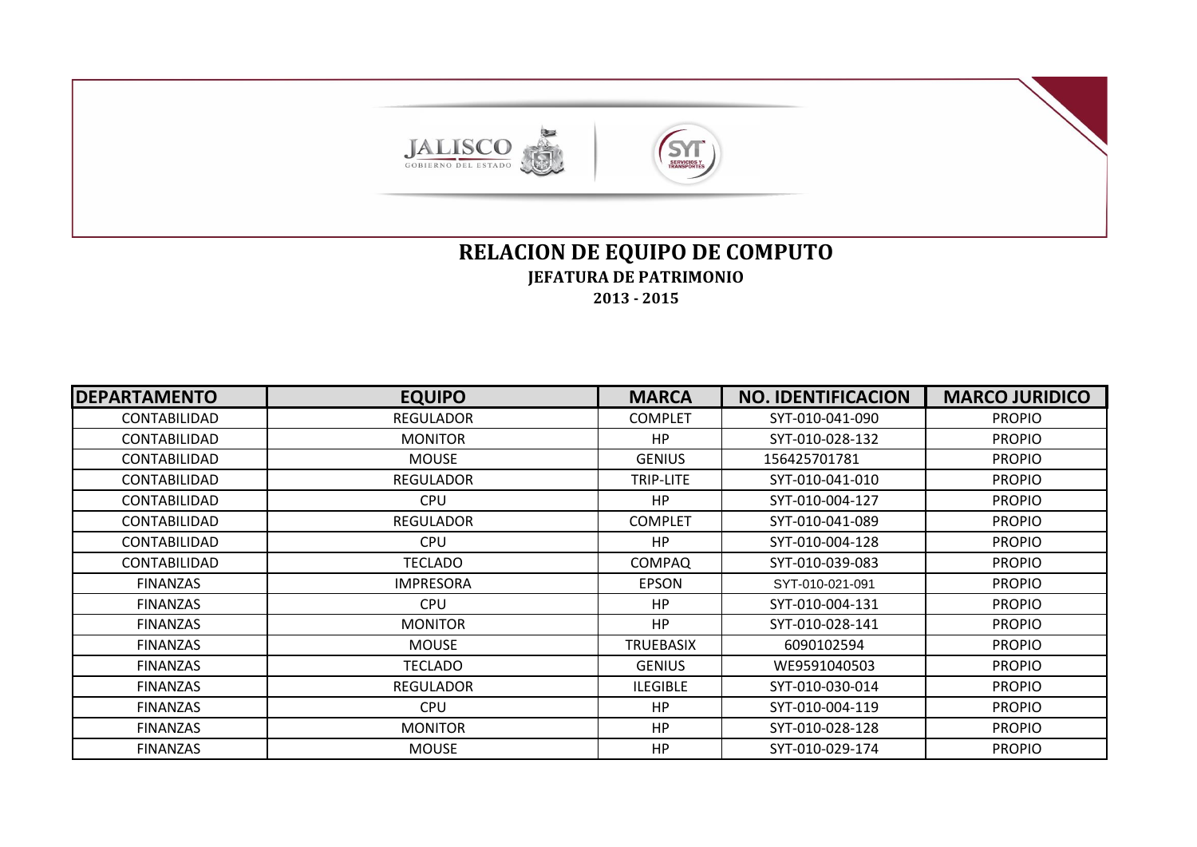JALISCO GOBIERNO DEL ESTADO

SYT SERVICIOS Y TRANSPORTES

# RELACION DE EQUIPO DE COMPUTO

## JEFATURA DE PATRIMONIO

### 2013 - 2015

| DEPARTAMENTO | EQUIPO | MARCA | NO. IDENTIFICACION | MARCO JURIDICO |
|---|---|---|---|---|
| CONTABILIDAD | REGULADOR | COMPLET | SYT-010-041-090 | PROPIO |
| CONTABILIDAD | MONITOR | HP | SYT-010-028-132 | PROPIO |
| CONTABILIDAD | MOUSE | GENIUS | 156425701781 | PROPIO |
| CONTABILIDAD | REGULADOR | TRIP-LITE | SYT-010-041-010 | PROPIO |
| CONTABILIDAD | CPU | HP | SYT-010-004-127 | PROPIO |
| CONTABILIDAD | REGULADOR | COMPLET | SYT-010-041-089 | PROPIO |
| CONTABILIDAD | CPU | HP | SYT-010-004-128 | PROPIO |
| CONTABILIDAD | TECLADO | COMPAQ | SYT-010-039-083 | PROPIO |
| FINANZAS | IMPRESORA | EPSON | SYT-010-021-091 | PROPIO |
| FINANZAS | CPU | HP | SYT-010-004-131 | PROPIO |
| FINANZAS | MONITOR | HP | SYT-010-028-141 | PROPIO |
| FINANZAS | MOUSE | TRUEBASIX | 6090102594 | PROPIO |
| FINANZAS | TECLADO | GENIUS | WE9591040503 | PROPIO |
| FINANZAS | REGULADOR | ILEGIBLE | SYT-010-030-014 | PROPIO |
| FINANZAS | CPU | HP | SYT-010-004-119 | PROPIO |
| FINANZAS | MONITOR | HP | SYT-010-028-128 | PROPIO |
| FINANZAS | MOUSE | HP | SYT-010-029-174 | PROPIO |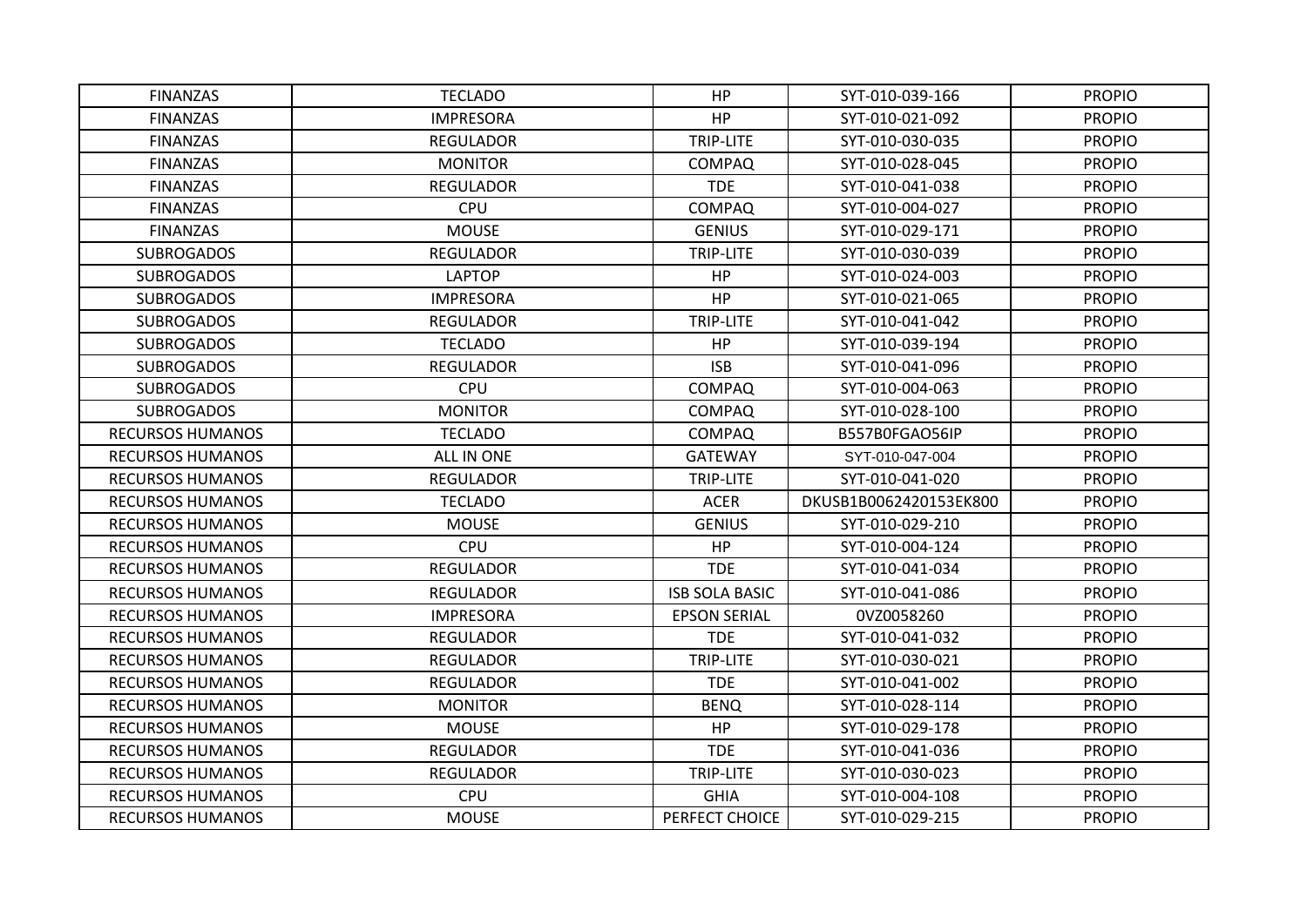| | | | | |
|---|---|---|---|---|
| FINANZAS | TECLADO | HP | SYT-010-039-166 | PROPIO |
| FINANZAS | IMPRESORA | HP | SYT-010-021-092 | PROPIO |
| FINANZAS | REGULADOR | TRIP-LITE | SYT-010-030-035 | PROPIO |
| FINANZAS | MONITOR | COMPAQ | SYT-010-028-045 | PROPIO |
| FINANZAS | REGULADOR | TDE | SYT-010-041-038 | PROPIO |
| FINANZAS | CPU | COMPAQ | SYT-010-004-027 | PROPIO |
| FINANZAS | MOUSE | GENIUS | SYT-010-029-171 | PROPIO |
| SUBROGADOS | REGULADOR | TRIP-LITE | SYT-010-030-039 | PROPIO |
| SUBROGADOS | LAPTOP | HP | SYT-010-024-003 | PROPIO |
| SUBROGADOS | IMPRESORA | HP | SYT-010-021-065 | PROPIO |
| SUBROGADOS | REGULADOR | TRIP-LITE | SYT-010-041-042 | PROPIO |
| SUBROGADOS | TECLADO | HP | SYT-010-039-194 | PROPIO |
| SUBROGADOS | REGULADOR | ISB | SYT-010-041-096 | PROPIO |
| SUBROGADOS | CPU | COMPAQ | SYT-010-004-063 | PROPIO |
| SUBROGADOS | MONITOR | COMPAQ | SYT-010-028-100 | PROPIO |
| RECURSOS HUMANOS | TECLADO | COMPAQ | B557B0FGAO56IP | PROPIO |
| RECURSOS HUMANOS | ALL IN ONE | GATEWAY | SYT-010-047-004 | PROPIO |
| RECURSOS HUMANOS | REGULADOR | TRIP-LITE | SYT-010-041-020 | PROPIO |
| RECURSOS HUMANOS | TECLADO | ACER | DKUSB1B0062420153EK800 | PROPIO |
| RECURSOS HUMANOS | MOUSE | GENIUS | SYT-010-029-210 | PROPIO |
| RECURSOS HUMANOS | CPU | HP | SYT-010-004-124 | PROPIO |
| RECURSOS HUMANOS | REGULADOR | TDE | SYT-010-041-034 | PROPIO |
| RECURSOS HUMANOS | REGULADOR | ISB SOLA BASIC | SYT-010-041-086 | PROPIO |
| RECURSOS HUMANOS | IMPRESORA | EPSON SERIAL | 0VZ0058260 | PROPIO |
| RECURSOS HUMANOS | REGULADOR | TDE | SYT-010-041-032 | PROPIO |
| RECURSOS HUMANOS | REGULADOR | TRIP-LITE | SYT-010-030-021 | PROPIO |
| RECURSOS HUMANOS | REGULADOR | TDE | SYT-010-041-002 | PROPIO |
| RECURSOS HUMANOS | MONITOR | BENQ | SYT-010-028-114 | PROPIO |
| RECURSOS HUMANOS | MOUSE | HP | SYT-010-029-178 | PROPIO |
| RECURSOS HUMANOS | REGULADOR | TDE | SYT-010-041-036 | PROPIO |
| RECURSOS HUMANOS | REGULADOR | TRIP-LITE | SYT-010-030-023 | PROPIO |
| RECURSOS HUMANOS | CPU | GHIA | SYT-010-004-108 | PROPIO |
| RECURSOS HUMANOS | MOUSE | PERFECT CHOICE | SYT-010-029-215 | PROPIO |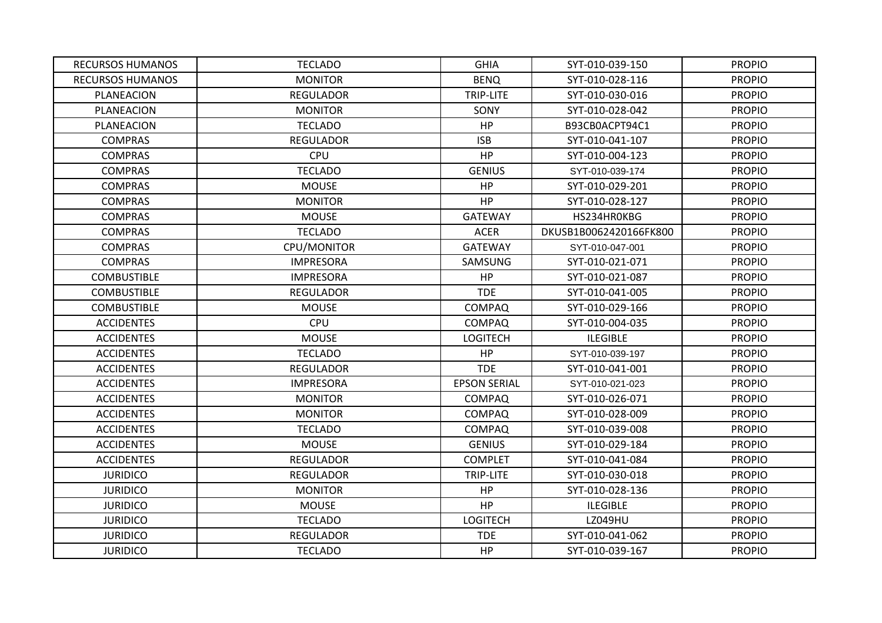| | | | | |
|---|---|---|---|---|
| RECURSOS HUMANOS | TECLADO | GHIA | SYT-010-039-150 | PROPIO |
| RECURSOS HUMANOS | MONITOR | BENQ | SYT-010-028-116 | PROPIO |
| PLANEACION | REGULADOR | TRIP-LITE | SYT-010-030-016 | PROPIO |
| PLANEACION | MONITOR | SONY | SYT-010-028-042 | PROPIO |
| PLANEACION | TECLADO | HP | B93CB0ACPT94C1 | PROPIO |
| COMPRAS | REGULADOR | ISB | SYT-010-041-107 | PROPIO |
| COMPRAS | CPU | HP | SYT-010-004-123 | PROPIO |
| COMPRAS | TECLADO | GENIUS | SYT-010-039-174 | PROPIO |
| COMPRAS | MOUSE | HP | SYT-010-029-201 | PROPIO |
| COMPRAS | MONITOR | HP | SYT-010-028-127 | PROPIO |
| COMPRAS | MOUSE | GATEWAY | HS234HR0KBG | PROPIO |
| COMPRAS | TECLADO | ACER | DKUSB1B0062420166FK800 | PROPIO |
| COMPRAS | CPU/MONITOR | GATEWAY | SYT-010-047-001 | PROPIO |
| COMPRAS | IMPRESORA | SAMSUNG | SYT-010-021-071 | PROPIO |
| COMBUSTIBLE | IMPRESORA | HP | SYT-010-021-087 | PROPIO |
| COMBUSTIBLE | REGULADOR | TDE | SYT-010-041-005 | PROPIO |
| COMBUSTIBLE | MOUSE | COMPAQ | SYT-010-029-166 | PROPIO |
| ACCIDENTES | CPU | COMPAQ | SYT-010-004-035 | PROPIO |
| ACCIDENTES | MOUSE | LOGITECH | ILEGIBLE | PROPIO |
| ACCIDENTES | TECLADO | HP | SYT-010-039-197 | PROPIO |
| ACCIDENTES | REGULADOR | TDE | SYT-010-041-001 | PROPIO |
| ACCIDENTES | IMPRESORA | EPSON SERIAL | SYT-010-021-023 | PROPIO |
| ACCIDENTES | MONITOR | COMPAQ | SYT-010-026-071 | PROPIO |
| ACCIDENTES | MONITOR | COMPAQ | SYT-010-028-009 | PROPIO |
| ACCIDENTES | TECLADO | COMPAQ | SYT-010-039-008 | PROPIO |
| ACCIDENTES | MOUSE | GENIUS | SYT-010-029-184 | PROPIO |
| ACCIDENTES | REGULADOR | COMPLET | SYT-010-041-084 | PROPIO |
| JURIDICO | REGULADOR | TRIP-LITE | SYT-010-030-018 | PROPIO |
| JURIDICO | MONITOR | HP | SYT-010-028-136 | PROPIO |
| JURIDICO | MOUSE | HP | ILEGIBLE | PROPIO |
| JURIDICO | TECLADO | LOGITECH | LZ049HU | PROPIO |
| JURIDICO | REGULADOR | TDE | SYT-010-041-062 | PROPIO |
| JURIDICO | TECLADO | HP | SYT-010-039-167 | PROPIO |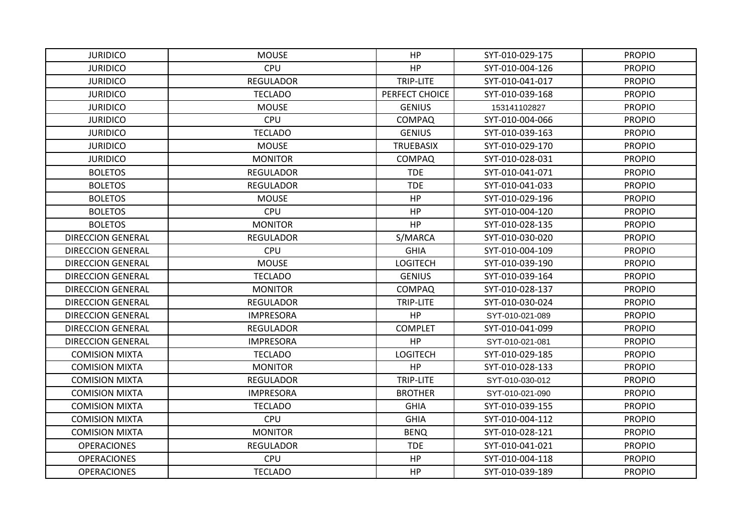| | | | | |
|---|---|---|---|---|
| JURIDICO | MOUSE | HP | SYT-010-029-175 | PROPIO |
| JURIDICO | CPU | HP | SYT-010-004-126 | PROPIO |
| JURIDICO | REGULADOR | TRIP-LITE | SYT-010-041-017 | PROPIO |
| JURIDICO | TECLADO | PERFECT CHOICE | SYT-010-039-168 | PROPIO |
| JURIDICO | MOUSE | GENIUS | 153141102827 | PROPIO |
| JURIDICO | CPU | COMPAQ | SYT-010-004-066 | PROPIO |
| JURIDICO | TECLADO | GENIUS | SYT-010-039-163 | PROPIO |
| JURIDICO | MOUSE | TRUEBASIX | SYT-010-029-170 | PROPIO |
| JURIDICO | MONITOR | COMPAQ | SYT-010-028-031 | PROPIO |
| BOLETOS | REGULADOR | TDE | SYT-010-041-071 | PROPIO |
| BOLETOS | REGULADOR | TDE | SYT-010-041-033 | PROPIO |
| BOLETOS | MOUSE | HP | SYT-010-029-196 | PROPIO |
| BOLETOS | CPU | HP | SYT-010-004-120 | PROPIO |
| BOLETOS | MONITOR | HP | SYT-010-028-135 | PROPIO |
| DIRECCION GENERAL | REGULADOR | S/MARCA | SYT-010-030-020 | PROPIO |
| DIRECCION GENERAL | CPU | GHIA | SYT-010-004-109 | PROPIO |
| DIRECCION GENERAL | MOUSE | LOGITECH | SYT-010-039-190 | PROPIO |
| DIRECCION GENERAL | TECLADO | GENIUS | SYT-010-039-164 | PROPIO |
| DIRECCION GENERAL | MONITOR | COMPAQ | SYT-010-028-137 | PROPIO |
| DIRECCION GENERAL | REGULADOR | TRIP-LITE | SYT-010-030-024 | PROPIO |
| DIRECCION GENERAL | IMPRESORA | HP | SYT-010-021-089 | PROPIO |
| DIRECCION GENERAL | REGULADOR | COMPLET | SYT-010-041-099 | PROPIO |
| DIRECCION GENERAL | IMPRESORA | HP | SYT-010-021-081 | PROPIO |
| COMISION MIXTA | TECLADO | LOGITECH | SYT-010-029-185 | PROPIO |
| COMISION MIXTA | MONITOR | HP | SYT-010-028-133 | PROPIO |
| COMISION MIXTA | REGULADOR | TRIP-LITE | SYT-010-030-012 | PROPIO |
| COMISION MIXTA | IMPRESORA | BROTHER | SYT-010-021-090 | PROPIO |
| COMISION MIXTA | TECLADO | GHIA | SYT-010-039-155 | PROPIO |
| COMISION MIXTA | CPU | GHIA | SYT-010-004-112 | PROPIO |
| COMISION MIXTA | MONITOR | BENQ | SYT-010-028-121 | PROPIO |
| OPERACIONES | REGULADOR | TDE | SYT-010-041-021 | PROPIO |
| OPERACIONES | CPU | HP | SYT-010-004-118 | PROPIO |
| OPERACIONES | TECLADO | HP | SYT-010-039-189 | PROPIO |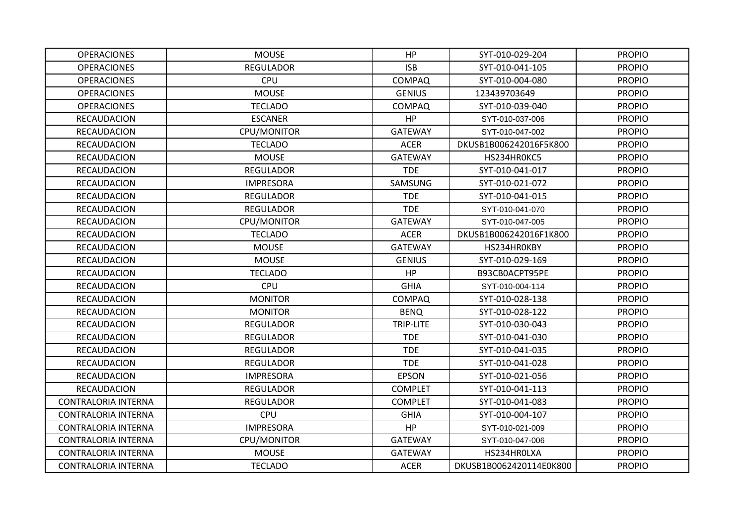| | | | | |
|---|---|---|---|---|
| OPERACIONES | MOUSE | HP | SYT-010-029-204 | PROPIO |
| OPERACIONES | REGULADOR | ISB | SYT-010-041-105 | PROPIO |
| OPERACIONES | CPU | COMPAQ | SYT-010-004-080 | PROPIO |
| OPERACIONES | MOUSE | GENIUS | 123439703649 | PROPIO |
| OPERACIONES | TECLADO | COMPAQ | SYT-010-039-040 | PROPIO |
| RECAUDACION | ESCANER | HP | SYT-010-037-006 | PROPIO |
| RECAUDACION | CPU/MONITOR | GATEWAY | SYT-010-047-002 | PROPIO |
| RECAUDACION | TECLADO | ACER | DKUSB1B006242016F5K800 | PROPIO |
| RECAUDACION | MOUSE | GATEWAY | HS234HR0KC5 | PROPIO |
| RECAUDACION | REGULADOR | TDE | SYT-010-041-017 | PROPIO |
| RECAUDACION | IMPRESORA | SAMSUNG | SYT-010-021-072 | PROPIO |
| RECAUDACION | REGULADOR | TDE | SYT-010-041-015 | PROPIO |
| RECAUDACION | REGULADOR | TDE | SYT-010-041-070 | PROPIO |
| RECAUDACION | CPU/MONITOR | GATEWAY | SYT-010-047-005 | PROPIO |
| RECAUDACION | TECLADO | ACER | DKUSB1B006242016F1K800 | PROPIO |
| RECAUDACION | MOUSE | GATEWAY | HS234HR0KBY | PROPIO |
| RECAUDACION | MOUSE | GENIUS | SYT-010-029-169 | PROPIO |
| RECAUDACION | TECLADO | HP | B93CB0ACPT95PE | PROPIO |
| RECAUDACION | CPU | GHIA | SYT-010-004-114 | PROPIO |
| RECAUDACION | MONITOR | COMPAQ | SYT-010-028-138 | PROPIO |
| RECAUDACION | MONITOR | BENQ | SYT-010-028-122 | PROPIO |
| RECAUDACION | REGULADOR | TRIP-LITE | SYT-010-030-043 | PROPIO |
| RECAUDACION | REGULADOR | TDE | SYT-010-041-030 | PROPIO |
| RECAUDACION | REGULADOR | TDE | SYT-010-041-035 | PROPIO |
| RECAUDACION | REGULADOR | TDE | SYT-010-041-028 | PROPIO |
| RECAUDACION | IMPRESORA | EPSON | SYT-010-021-056 | PROPIO |
| RECAUDACION | REGULADOR | COMPLET | SYT-010-041-113 | PROPIO |
| CONTRALORIA INTERNA | REGULADOR | COMPLET | SYT-010-041-083 | PROPIO |
| CONTRALORIA INTERNA | CPU | GHIA | SYT-010-004-107 | PROPIO |
| CONTRALORIA INTERNA | IMPRESORA | HP | SYT-010-021-009 | PROPIO |
| CONTRALORIA INTERNA | CPU/MONITOR | GATEWAY | SYT-010-047-006 | PROPIO |
| CONTRALORIA INTERNA | MOUSE | GATEWAY | HS234HR0LXA | PROPIO |
| CONTRALORIA INTERNA | TECLADO | ACER | DKUSB1B0062420114E0K800 | PROPIO |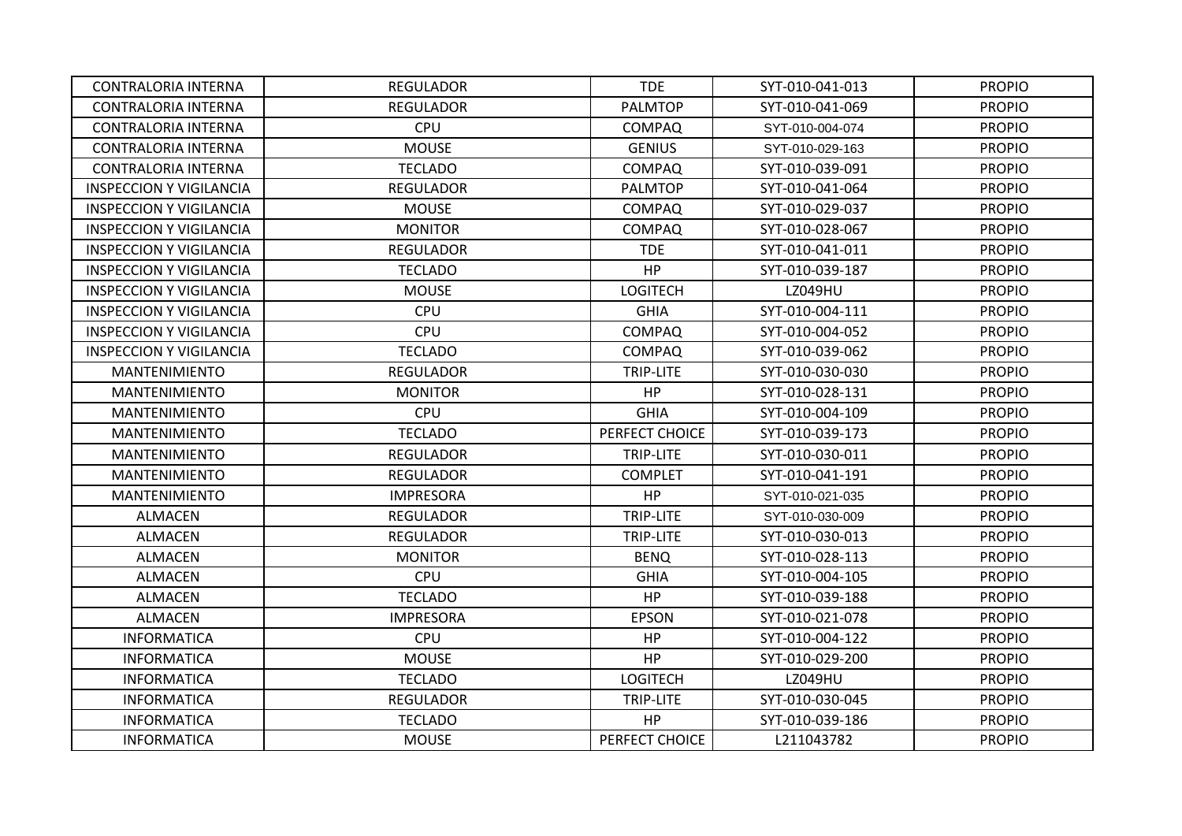| | | | | |
|---|---|---|---|---|
| CONTRALORIA INTERNA | REGULADOR | TDE | SYT-010-041-013 | PROPIO |
| CONTRALORIA INTERNA | REGULADOR | PALMTOP | SYT-010-041-069 | PROPIO |
| CONTRALORIA INTERNA | CPU | COMPAQ | SYT-010-004-074 | PROPIO |
| CONTRALORIA INTERNA | MOUSE | GENIUS | SYT-010-029-163 | PROPIO |
| CONTRALORIA INTERNA | TECLADO | COMPAQ | SYT-010-039-091 | PROPIO |
| INSPECCION Y VIGILANCIA | REGULADOR | PALMTOP | SYT-010-041-064 | PROPIO |
| INSPECCION Y VIGILANCIA | MOUSE | COMPAQ | SYT-010-029-037 | PROPIO |
| INSPECCION Y VIGILANCIA | MONITOR | COMPAQ | SYT-010-028-067 | PROPIO |
| INSPECCION Y VIGILANCIA | REGULADOR | TDE | SYT-010-041-011 | PROPIO |
| INSPECCION Y VIGILANCIA | TECLADO | HP | SYT-010-039-187 | PROPIO |
| INSPECCION Y VIGILANCIA | MOUSE | LOGITECH | LZ049HU | PROPIO |
| INSPECCION Y VIGILANCIA | CPU | GHIA | SYT-010-004-111 | PROPIO |
| INSPECCION Y VIGILANCIA | CPU | COMPAQ | SYT-010-004-052 | PROPIO |
| INSPECCION Y VIGILANCIA | TECLADO | COMPAQ | SYT-010-039-062 | PROPIO |
| MANTENIMIENTO | REGULADOR | TRIP-LITE | SYT-010-030-030 | PROPIO |
| MANTENIMIENTO | MONITOR | HP | SYT-010-028-131 | PROPIO |
| MANTENIMIENTO | CPU | GHIA | SYT-010-004-109 | PROPIO |
| MANTENIMIENTO | TECLADO | PERFECT CHOICE | SYT-010-039-173 | PROPIO |
| MANTENIMIENTO | REGULADOR | TRIP-LITE | SYT-010-030-011 | PROPIO |
| MANTENIMIENTO | REGULADOR | COMPLET | SYT-010-041-191 | PROPIO |
| MANTENIMIENTO | IMPRESORA | HP | SYT-010-021-035 | PROPIO |
| ALMACEN | REGULADOR | TRIP-LITE | SYT-010-030-009 | PROPIO |
| ALMACEN | REGULADOR | TRIP-LITE | SYT-010-030-013 | PROPIO |
| ALMACEN | MONITOR | BENQ | SYT-010-028-113 | PROPIO |
| ALMACEN | CPU | GHIA | SYT-010-004-105 | PROPIO |
| ALMACEN | TECLADO | HP | SYT-010-039-188 | PROPIO |
| ALMACEN | IMPRESORA | EPSON | SYT-010-021-078 | PROPIO |
| INFORMATICA | CPU | HP | SYT-010-004-122 | PROPIO |
| INFORMATICA | MOUSE | HP | SYT-010-029-200 | PROPIO |
| INFORMATICA | TECLADO | LOGITECH | LZ049HU | PROPIO |
| INFORMATICA | REGULADOR | TRIP-LITE | SYT-010-030-045 | PROPIO |
| INFORMATICA | TECLADO | HP | SYT-010-039-186 | PROPIO |
| INFORMATICA | MOUSE | PERFECT CHOICE | L211043782 | PROPIO |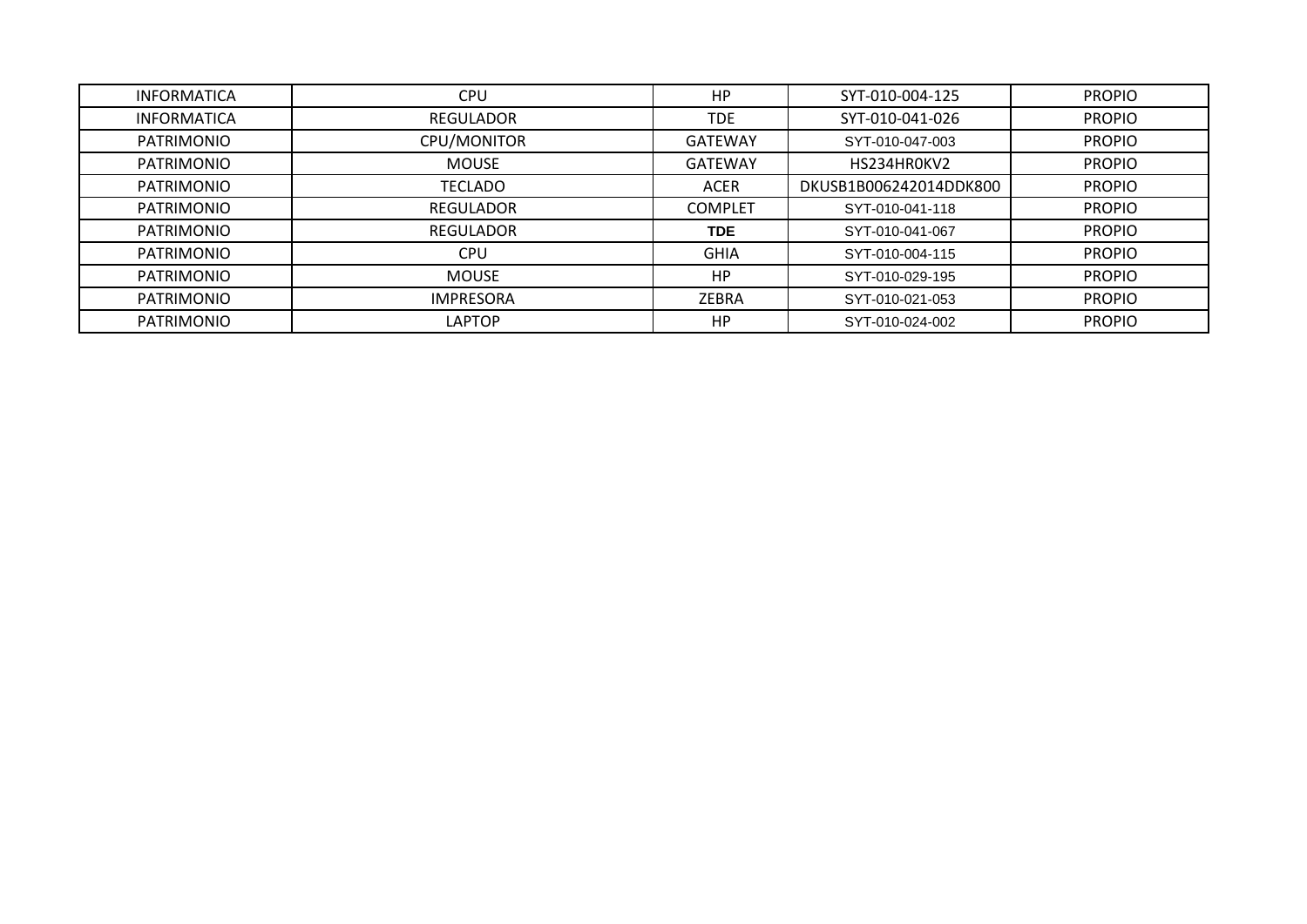| | | | | |
|---|---|---|---|---|
| INFORMATICA | CPU | HP | SYT-010-004-125 | PROPIO |
| INFORMATICA | REGULADOR | TDE | SYT-010-041-026 | PROPIO |
| PATRIMONIO | CPU/MONITOR | GATEWAY | SYT-010-047-003 | PROPIO |
| PATRIMONIO | MOUSE | GATEWAY | HS234HR0KV2 | PROPIO |
| PATRIMONIO | TECLADO | ACER | DKUSB1B006242014DDK800 | PROPIO |
| PATRIMONIO | REGULADOR | COMPLET | SYT-010-041-118 | PROPIO |
| PATRIMONIO | REGULADOR | **TDE** | SYT-010-041-067 | PROPIO |
| PATRIMONIO | CPU | GHIA | SYT-010-004-115 | PROPIO |
| PATRIMONIO | MOUSE | HP | SYT-010-029-195 | PROPIO |
| PATRIMONIO | IMPRESORA | ZEBRA | SYT-010-021-053 | PROPIO |
| PATRIMONIO | LAPTOP | HP | SYT-010-024-002 | PROPIO |